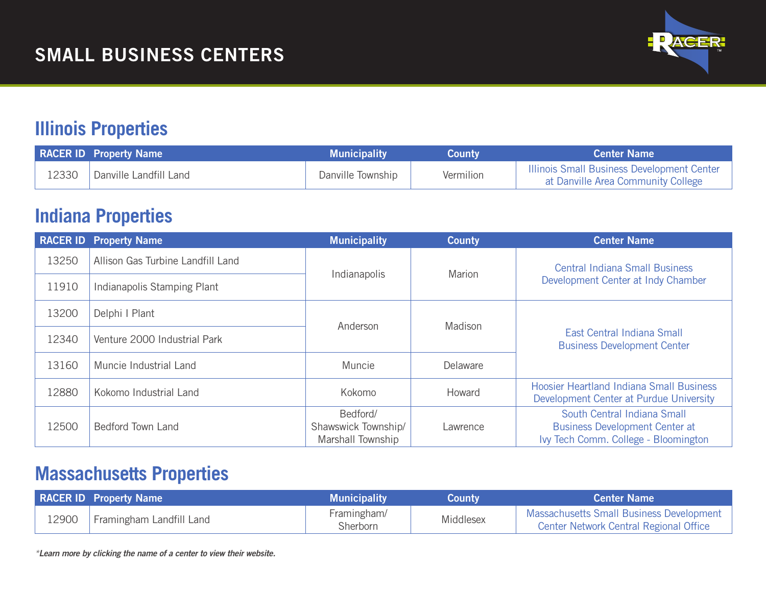# SMALL BUSINESS CENTERS

## Illinois Properties

| RACER ID | Property Name | Municipality | County | Center Name |
|---|---|---|---|---|
| 12330 | Danville Landfill Land | Danville Township | Vermilion | Illinois Small Business Development Center at Danville Area Community College |

## Indiana Properties

| RACER ID | Property Name | Municipality | County | Center Name |
|---|---|---|---|---|
| 13250 | Allison Gas Turbine Landfill Land | Indianapolis | Marion | Central Indiana Small Business Development Center at Indy Chamber |
| 11910 | Indianapolis Stamping Plant | Indianapolis | Marion | Central Indiana Small Business Development Center at Indy Chamber |
| 13200 | Delphi I Plant | Anderson | Madison | East Central Indiana Small Business Development Center |
| 12340 | Venture 2000 Industrial Park | Anderson | Madison | East Central Indiana Small Business Development Center |
| 13160 | Muncie Industrial Land | Muncie | Delaware | East Central Indiana Small Business Development Center |
| 12880 | Kokomo Industrial Land | Kokomo | Howard | Hoosier Heartland Indiana Small Business Development Center at Purdue University |
| 12500 | Bedford Town Land | Bedford/ Shawswick Township/ Marshall Township | Lawrence | South Central Indiana Small Business Development Center at Ivy Tech Comm. College - Bloomington |

## Massachusetts Properties

| RACER ID | Property Name | Municipality | County | Center Name |
|---|---|---|---|---|
| 12900 | Framingham Landfill Land | Framingham/ Sherborn | Middlesex | Massachusetts Small Business Development Center Network Central Regional Office |

*\*Learn more by clicking the name of a center to view their website.*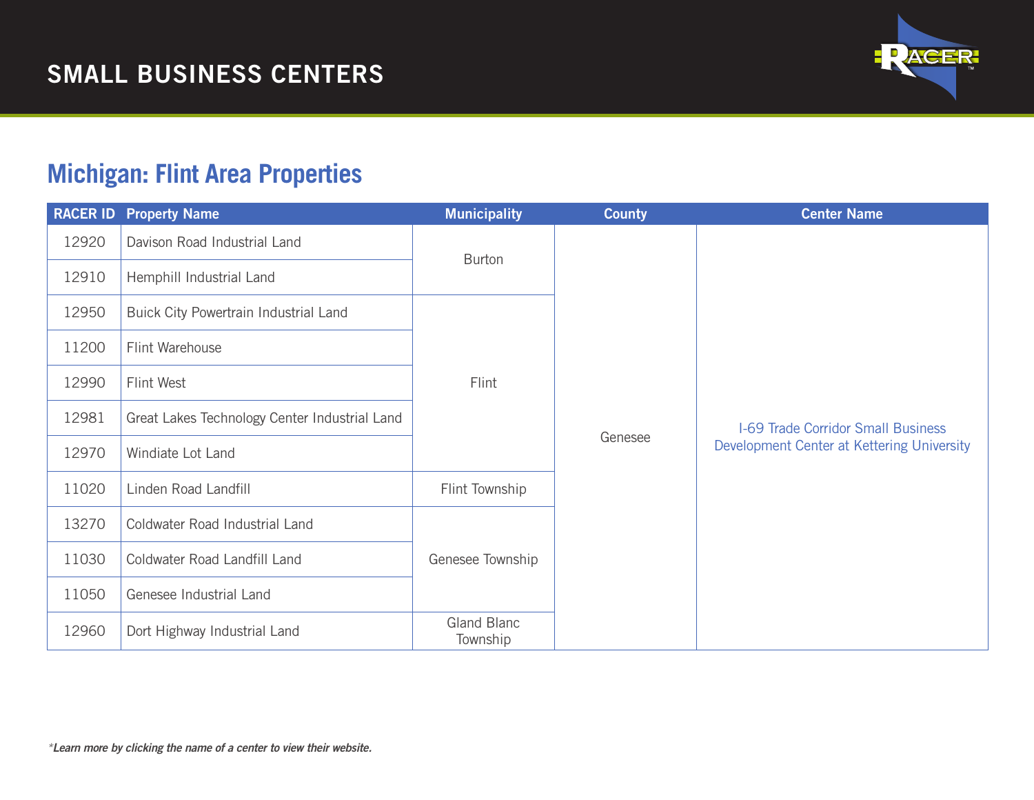# SMALL BUSINESS CENTERS

## Michigan: Flint Area Properties

| RACER ID | Property Name | Municipality | County | Center Name |
|---|---|---|---|---|
| 12920 | Davison Road Industrial Land | Burton | Genesee | I-69 Trade Corridor Small Business Development Center at Kettering University |
| 12910 | Hemphill Industrial Land | Burton | Genesee | I-69 Trade Corridor Small Business Development Center at Kettering University |
| 12950 | Buick City Powertrain Industrial Land | Flint | Genesee | I-69 Trade Corridor Small Business Development Center at Kettering University |
| 11200 | Flint Warehouse | Flint | Genesee | I-69 Trade Corridor Small Business Development Center at Kettering University |
| 12990 | Flint West | Flint | Genesee | I-69 Trade Corridor Small Business Development Center at Kettering University |
| 12981 | Great Lakes Technology Center Industrial Land | Flint | Genesee | I-69 Trade Corridor Small Business Development Center at Kettering University |
| 12970 | Windiate Lot Land | Flint | Genesee | I-69 Trade Corridor Small Business Development Center at Kettering University |
| 11020 | Linden Road Landfill | Flint Township | Genesee | I-69 Trade Corridor Small Business Development Center at Kettering University |
| 13270 | Coldwater Road Industrial Land | Genesee Township | Genesee | I-69 Trade Corridor Small Business Development Center at Kettering University |
| 11030 | Coldwater Road Landfill Land | Genesee Township | Genesee | I-69 Trade Corridor Small Business Development Center at Kettering University |
| 11050 | Genesee Industrial Land | Genesee Township | Genesee | I-69 Trade Corridor Small Business Development Center at Kettering University |
| 12960 | Dort Highway Industrial Land | Gland Blanc Township | Genesee | I-69 Trade Corridor Small Business Development Center at Kettering University |

*\*Learn more by clicking the name of a center to view their website.*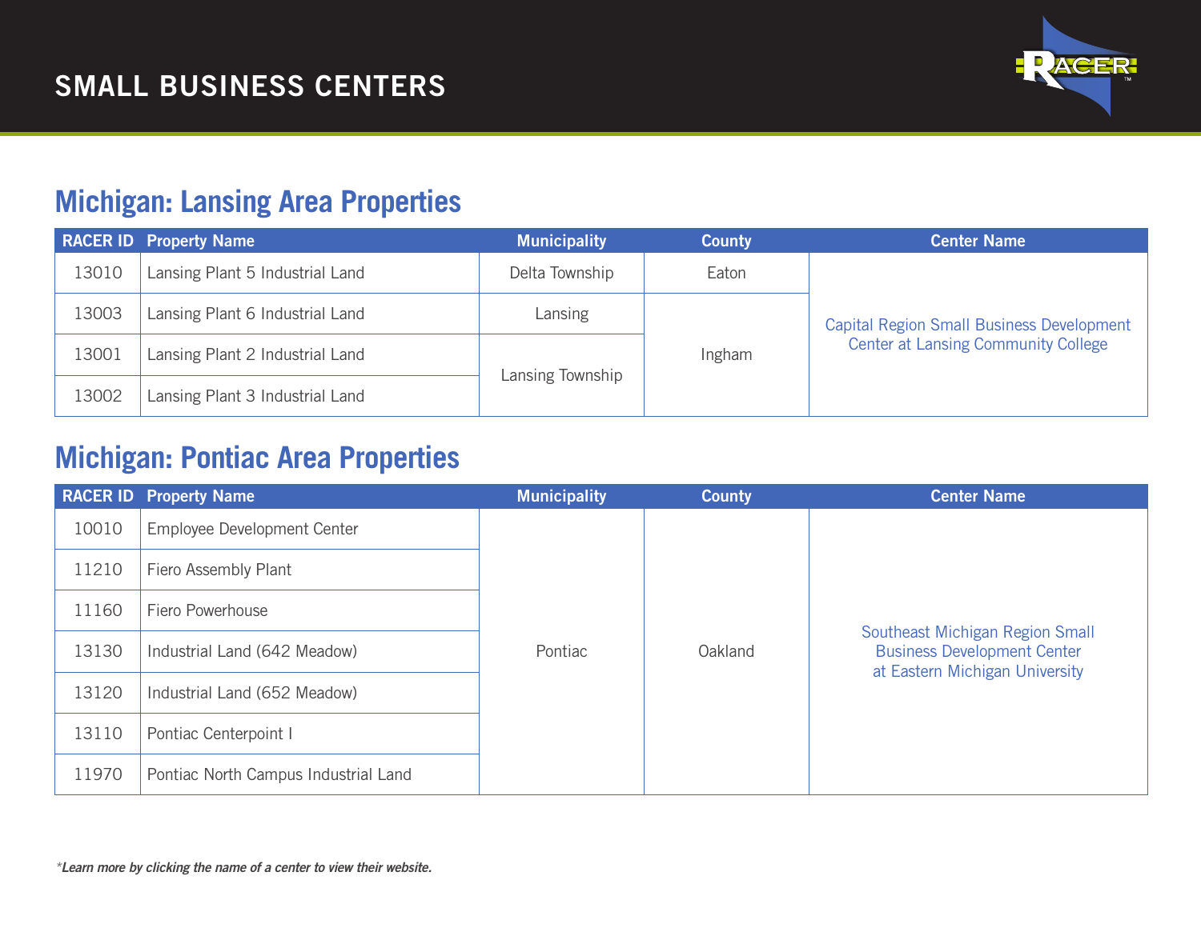# SMALL BUSINESS CENTERS

## Michigan: Lansing Area Properties

| RACER ID | Property Name | Municipality | County | Center Name |
|---|---|---|---|---|
| 13010 | Lansing Plant 5 Industrial Land | Delta Township | Eaton | Capital Region Small Business Development Center at Lansing Community College |
| 13003 | Lansing Plant 6 Industrial Land | Lansing | Ingham | Capital Region Small Business Development Center at Lansing Community College |
| 13001 | Lansing Plant 2 Industrial Land | Lansing Township | Ingham | Capital Region Small Business Development Center at Lansing Community College |
| 13002 | Lansing Plant 3 Industrial Land | Lansing Township | Ingham | Capital Region Small Business Development Center at Lansing Community College |

## Michigan: Pontiac Area Properties

| RACER ID | Property Name | Municipality | County | Center Name |
|---|---|---|---|---|
| 10010 | Employee Development Center | Pontiac | Oakland | Southeast Michigan Region Small Business Development Center at Eastern Michigan University |
| 11210 | Fiero Assembly Plant | Pontiac | Oakland | Southeast Michigan Region Small Business Development Center at Eastern Michigan University |
| 11160 | Fiero Powerhouse | Pontiac | Oakland | Southeast Michigan Region Small Business Development Center at Eastern Michigan University |
| 13130 | Industrial Land (642 Meadow) | Pontiac | Oakland | Southeast Michigan Region Small Business Development Center at Eastern Michigan University |
| 13120 | Industrial Land (652 Meadow) | Pontiac | Oakland | Southeast Michigan Region Small Business Development Center at Eastern Michigan University |
| 13110 | Pontiac Centerpoint I | Pontiac | Oakland | Southeast Michigan Region Small Business Development Center at Eastern Michigan University |
| 11970 | Pontiac North Campus Industrial Land | Pontiac | Oakland | Southeast Michigan Region Small Business Development Center at Eastern Michigan University |

*\*Learn more by clicking the name of a center to view their website.*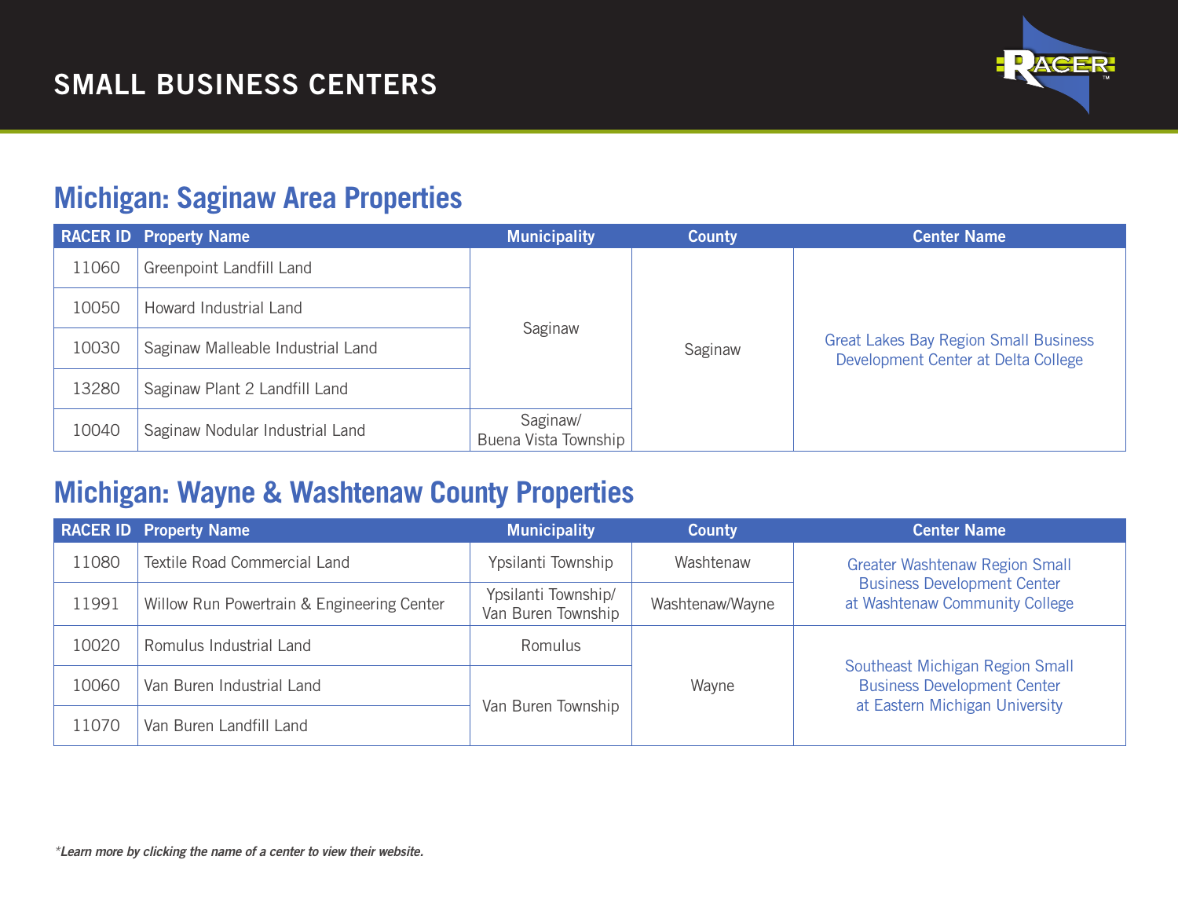# SMALL BUSINESS CENTERS

## Michigan: Saginaw Area Properties

| RACER ID | Property Name | Municipality | County | Center Name |
|---|---|---|---|---|
| 11060 | Greenpoint Landfill Land | Saginaw | Saginaw | Great Lakes Bay Region Small Business Development Center at Delta College |
| 10050 | Howard Industrial Land | Saginaw | Saginaw | Great Lakes Bay Region Small Business Development Center at Delta College |
| 10030 | Saginaw Malleable Industrial Land | Saginaw | Saginaw | Great Lakes Bay Region Small Business Development Center at Delta College |
| 13280 | Saginaw Plant 2 Landfill Land | Saginaw | Saginaw | Great Lakes Bay Region Small Business Development Center at Delta College |
| 10040 | Saginaw Nodular Industrial Land | Saginaw/ Buena Vista Township | Saginaw | Great Lakes Bay Region Small Business Development Center at Delta College |

## Michigan: Wayne & Washtenaw County Properties

| RACER ID | Property Name | Municipality | County | Center Name |
|---|---|---|---|---|
| 11080 | Textile Road Commercial Land | Ypsilanti Township | Washtenaw | Greater Washtenaw Region Small Business Development Center at Washtenaw Community College |
| 11991 | Willow Run Powertrain & Engineering Center | Ypsilanti Township/ Van Buren Township | Washtenaw/Wayne | Greater Washtenaw Region Small Business Development Center at Washtenaw Community College |
| 10020 | Romulus Industrial Land | Romulus | Wayne | Southeast Michigan Region Small Business Development Center at Eastern Michigan University |
| 10060 | Van Buren Industrial Land | Van Buren Township | Wayne | Southeast Michigan Region Small Business Development Center at Eastern Michigan University |
| 11070 | Van Buren Landfill Land | Van Buren Township | Wayne | Southeast Michigan Region Small Business Development Center at Eastern Michigan University |

**_*Learn more by clicking the name of a center to view their website._**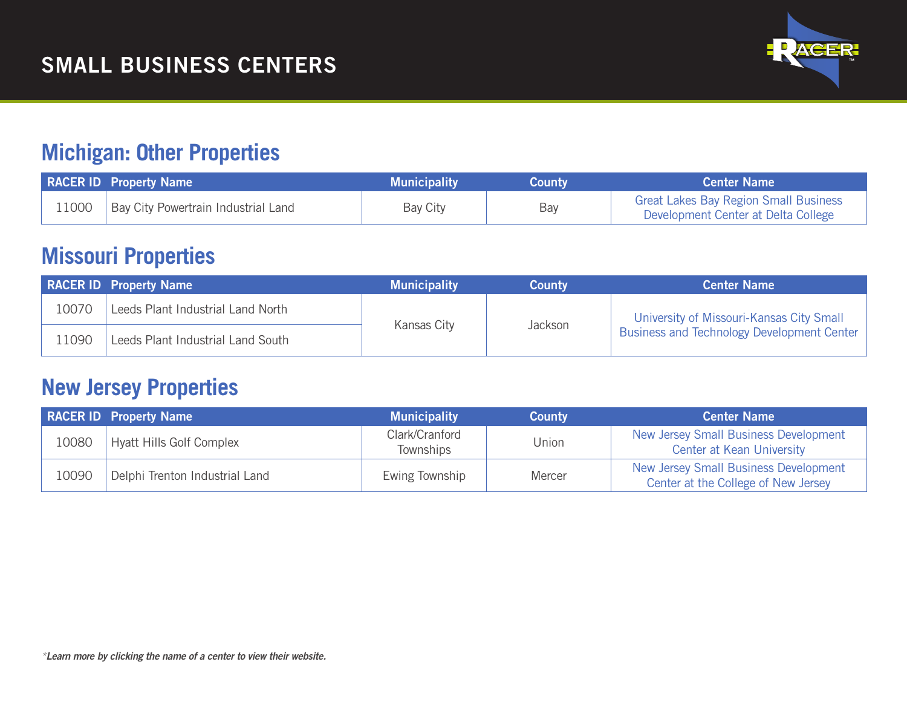# SMALL BUSINESS CENTERS

## Michigan: Other Properties

| RACER ID | Property Name | Municipality | County | Center Name |
|---|---|---|---|---|
| 11000 | Bay City Powertrain Industrial Land | Bay City | Bay | Great Lakes Bay Region Small Business Development Center at Delta College |

## Missouri Properties

| RACER ID | Property Name | Municipality | County | Center Name |
|---|---|---|---|---|
| 10070 | Leeds Plant Industrial Land North | Kansas City | Jackson | University of Missouri-Kansas City Small Business and Technology Development Center |
| 11090 | Leeds Plant Industrial Land South | | | |

## New Jersey Properties

| RACER ID | Property Name | Municipality | County | Center Name |
|---|---|---|---|---|
| 10080 | Hyatt Hills Golf Complex | Clark/Cranford Townships | Union | New Jersey Small Business Development Center at Kean University |
| 10090 | Delphi Trenton Industrial Land | Ewing Township | Mercer | New Jersey Small Business Development Center at the College of New Jersey |

*\*Learn more by clicking the name of a center to view their website.*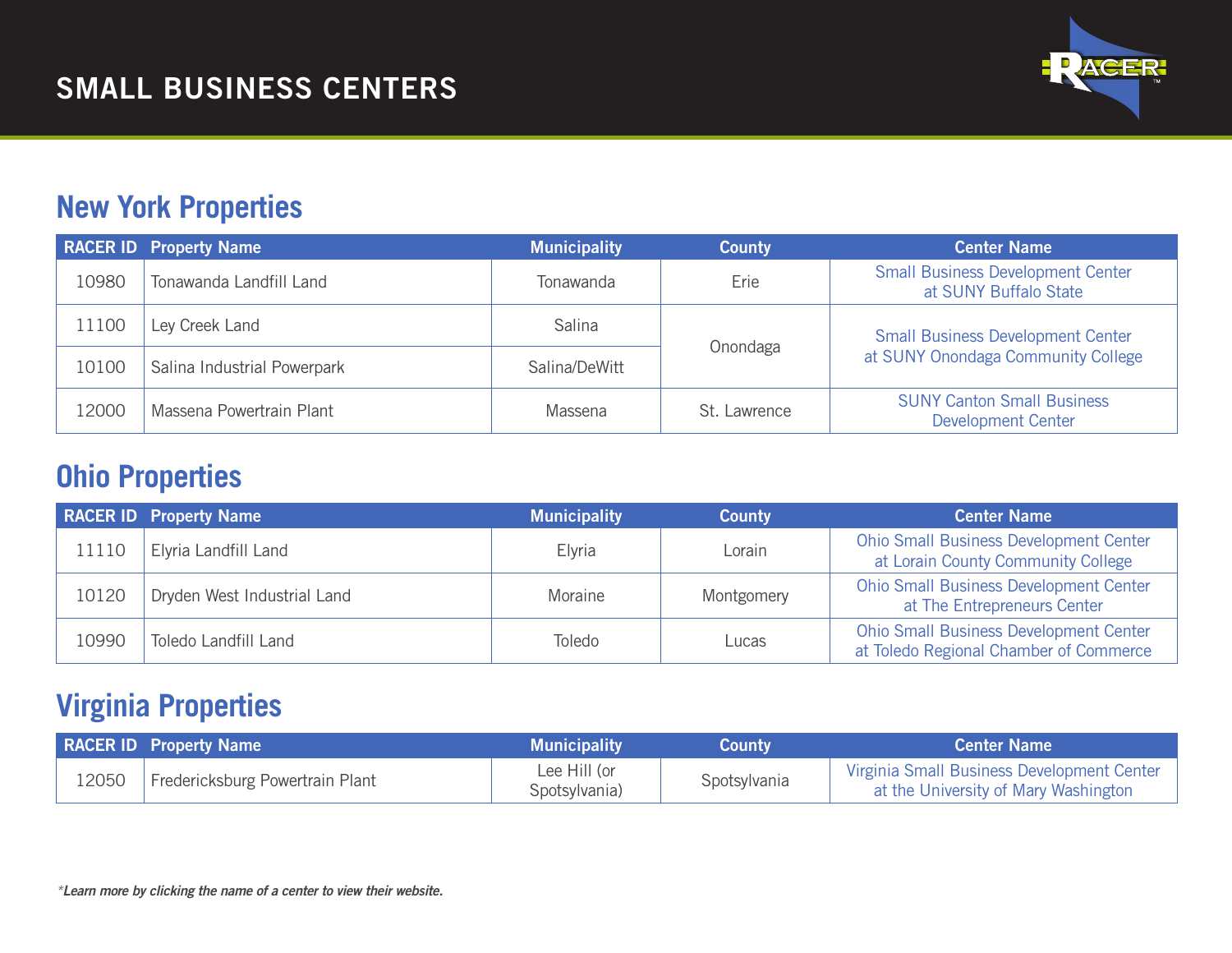# SMALL BUSINESS CENTERS

## New York Properties

| RACER ID | Property Name | Municipality | County | Center Name |
|---|---|---|---|---|
| 10980 | Tonawanda Landfill Land | Tonawanda | Erie | Small Business Development Center at SUNY Buffalo State |
| 11100 | Ley Creek Land | Salina | Onondaga | Small Business Development Center at SUNY Onondaga Community College |
| 10100 | Salina Industrial Powerpark | Salina/DeWitt | Onondaga | Small Business Development Center at SUNY Onondaga Community College |
| 12000 | Massena Powertrain Plant | Massena | St. Lawrence | SUNY Canton Small Business Development Center |

## Ohio Properties

| RACER ID | Property Name | Municipality | County | Center Name |
|---|---|---|---|---|
| 11110 | Elyria Landfill Land | Elyria | Lorain | Ohio Small Business Development Center at Lorain County Community College |
| 10120 | Dryden West Industrial Land | Moraine | Montgomery | Ohio Small Business Development Center at The Entrepreneurs Center |
| 10990 | Toledo Landfill Land | Toledo | Lucas | Ohio Small Business Development Center at Toledo Regional Chamber of Commerce |

## Virginia Properties

| RACER ID | Property Name | Municipality | County | Center Name |
|---|---|---|---|---|
| 12050 | Fredericksburg Powertrain Plant | Lee Hill (or Spotsylvania) | Spotsylvania | Virginia Small Business Development Center at the University of Mary Washington |

***Learn more by clicking the name of a center to view their website.***